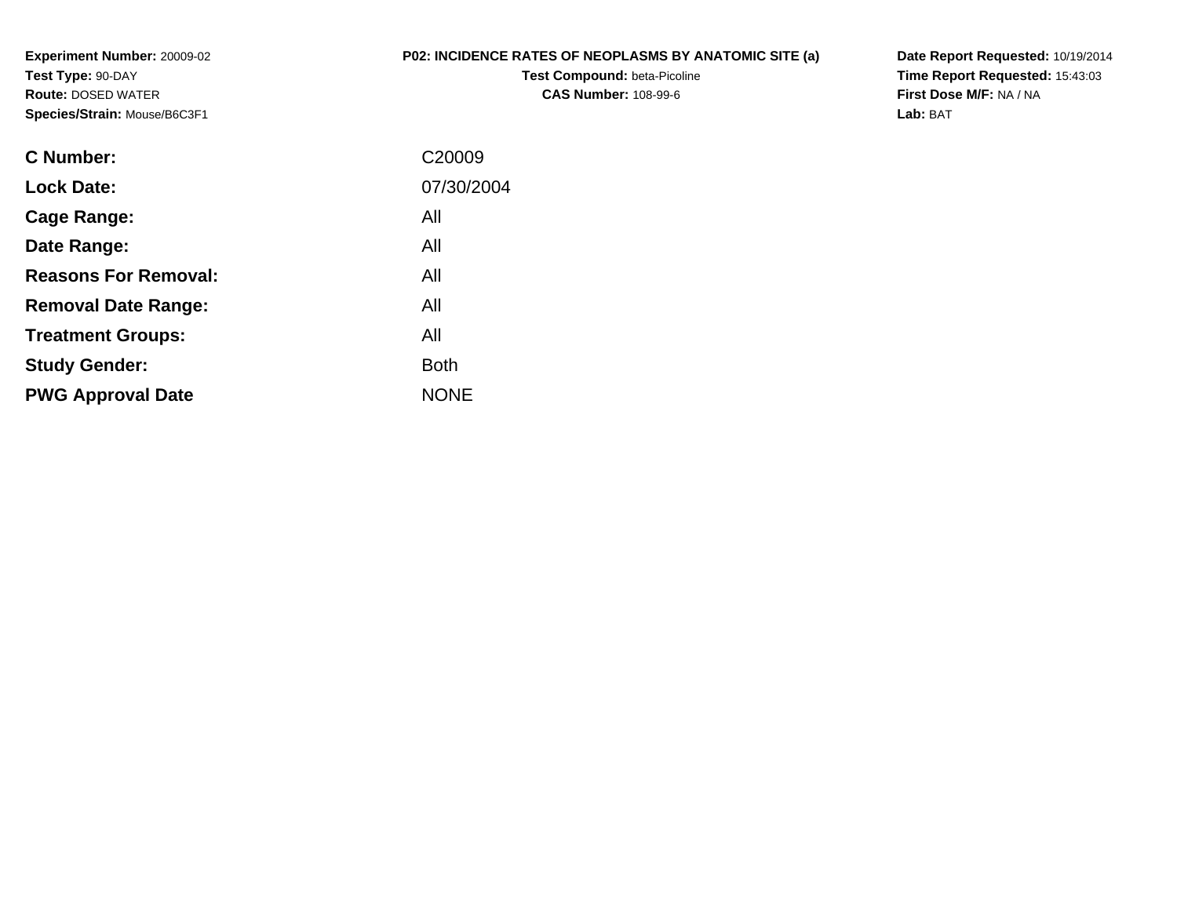**Experiment Number:** 20009-02
**Test Type:** 90-DAY
**Route:** DOSED WATER
**Species/Strain:** Mouse/B6C3F1

**P02: INCIDENCE RATES OF NEOPLASMS BY ANATOMIC SITE (a)**
**Test Compound:** beta-Picoline
**CAS Number:** 108-99-6

**Date Report Requested:** 10/19/2014
**Time Report Requested:** 15:43:03
**First Dose M/F:** NA / NA
**Lab:** BAT

| | |
|---|---|
| **C Number:** | C20009 |
| **Lock Date:** | 07/30/2004 |
| **Cage Range:** | All |
| **Date Range:** | All |
| **Reasons For Removal:** | All |
| **Removal Date Range:** | All |
| **Treatment Groups:** | All |
| **Study Gender:** | Both |
| **PWG Approval Date** | NONE |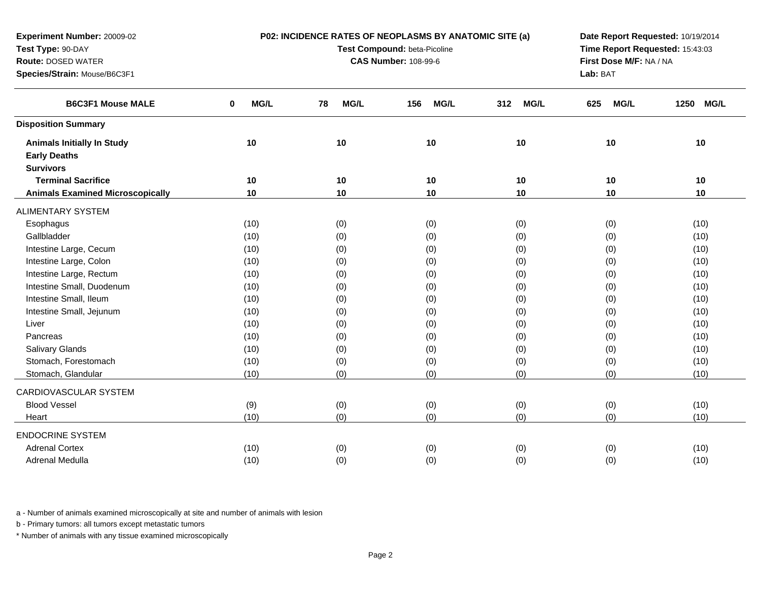**Experiment Number:** 20009-02
**Test Type:** 90-DAY
**Route:** DOSED WATER
**Species/Strain:** Mouse/B6C3F1

**P02: INCIDENCE RATES OF NEOPLASMS BY ANATOMIC SITE (a)**
**Test Compound:** beta-Picoline
**CAS Number:** 108-99-6

**Date Report Requested:** 10/19/2014
**Time Report Requested:** 15:43:03
**First Dose M/F:** NA / NA
**Lab:** BAT

| B6C3F1 Mouse MALE | 0 MG/L | 78 MG/L | 156 MG/L | 312 MG/L | 625 MG/L | 1250 MG/L |
|---|---|---|---|---|---|---|
| **Disposition Summary** | | | | | | |
| **Animals Initially In Study** | 10 | 10 | 10 | 10 | 10 | 10 |
| **Early Deaths** | | | | | | |
| **Survivors** | | | | | | |
| **Terminal Sacrifice** | 10 | 10 | 10 | 10 | 10 | 10 |
| **Animals Examined Microscopically** | 10 | 10 | 10 | 10 | 10 | 10 |
| ALIMENTARY SYSTEM | | | | | | |
| Esophagus | (10) | (0) | (0) | (0) | (0) | (10) |
| Gallbladder | (10) | (0) | (0) | (0) | (0) | (10) |
| Intestine Large, Cecum | (10) | (0) | (0) | (0) | (0) | (10) |
| Intestine Large, Colon | (10) | (0) | (0) | (0) | (0) | (10) |
| Intestine Large, Rectum | (10) | (0) | (0) | (0) | (0) | (10) |
| Intestine Small, Duodenum | (10) | (0) | (0) | (0) | (0) | (10) |
| Intestine Small, Ileum | (10) | (0) | (0) | (0) | (0) | (10) |
| Intestine Small, Jejunum | (10) | (0) | (0) | (0) | (0) | (10) |
| Liver | (10) | (0) | (0) | (0) | (0) | (10) |
| Pancreas | (10) | (0) | (0) | (0) | (0) | (10) |
| Salivary Glands | (10) | (0) | (0) | (0) | (0) | (10) |
| Stomach, Forestomach | (10) | (0) | (0) | (0) | (0) | (10) |
| Stomach, Glandular | (10) | (0) | (0) | (0) | (0) | (10) |
| CARDIOVASCULAR SYSTEM | | | | | | |
| Blood Vessel | (9) | (0) | (0) | (0) | (0) | (10) |
| Heart | (10) | (0) | (0) | (0) | (0) | (10) |
| ENDOCRINE SYSTEM | | | | | | |
| Adrenal Cortex | (10) | (0) | (0) | (0) | (0) | (10) |
| Adrenal Medulla | (10) | (0) | (0) | (0) | (0) | (10) |

a - Number of animals examined microscopically at site and number of animals with lesion

b - Primary tumors: all tumors except metastatic tumors

\* Number of animals with any tissue examined microscopically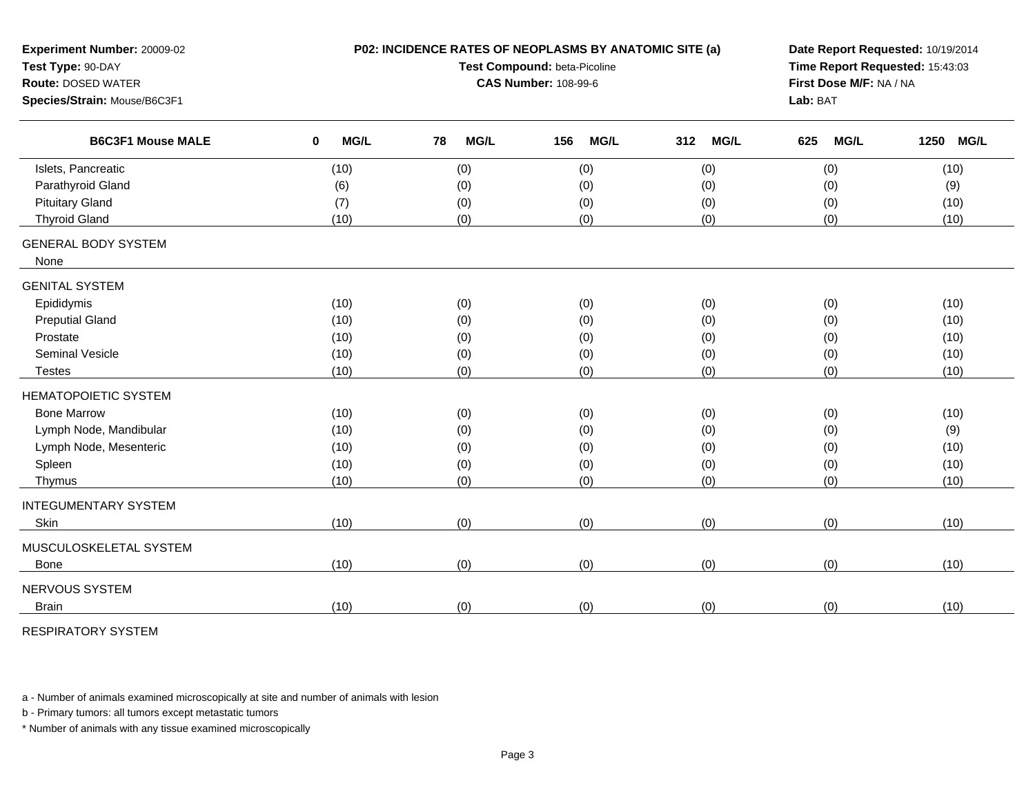**Experiment Number:** 20009-02
**Test Type:** 90-DAY
**Route:** DOSED WATER
**Species/Strain:** Mouse/B6C3F1

**P02: INCIDENCE RATES OF NEOPLASMS BY ANATOMIC SITE (a)**
**Test Compound:** beta-Picoline
**CAS Number:** 108-99-6

**Date Report Requested:** 10/19/2014
**Time Report Requested:** 15:43:03
**First Dose M/F:** NA / NA
**Lab:** BAT

| B6C3F1 Mouse MALE | 0 MG/L | 78 MG/L | 156 MG/L | 312 MG/L | 625 MG/L | 1250 MG/L |
|---|---|---|---|---|---|---|
| Islets, Pancreatic | (10) | (0) | (0) | (0) | (0) | (10) |
| Parathyroid Gland | (6) | (0) | (0) | (0) | (0) | (9) |
| Pituitary Gland | (7) | (0) | (0) | (0) | (0) | (10) |
| Thyroid Gland | (10) | (0) | (0) | (0) | (0) | (10) |
| GENERAL BODY SYSTEM | | | | | | |
| None | | | | | | |
| GENITAL SYSTEM | | | | | | |
| Epididymis | (10) | (0) | (0) | (0) | (0) | (10) |
| Preputial Gland | (10) | (0) | (0) | (0) | (0) | (10) |
| Prostate | (10) | (0) | (0) | (0) | (0) | (10) |
| Seminal Vesicle | (10) | (0) | (0) | (0) | (0) | (10) |
| Testes | (10) | (0) | (0) | (0) | (0) | (10) |
| HEMATOPOIETIC SYSTEM | | | | | | |
| Bone Marrow | (10) | (0) | (0) | (0) | (0) | (10) |
| Lymph Node, Mandibular | (10) | (0) | (0) | (0) | (0) | (9) |
| Lymph Node, Mesenteric | (10) | (0) | (0) | (0) | (0) | (10) |
| Spleen | (10) | (0) | (0) | (0) | (0) | (10) |
| Thymus | (10) | (0) | (0) | (0) | (0) | (10) |
| INTEGUMENTARY SYSTEM | | | | | | |
| Skin | (10) | (0) | (0) | (0) | (0) | (10) |
| MUSCULOSKELETAL SYSTEM | | | | | | |
| Bone | (10) | (0) | (0) | (0) | (0) | (10) |
| NERVOUS SYSTEM | | | | | | |
| Brain | (10) | (0) | (0) | (0) | (0) | (10) |
| RESPIRATORY SYSTEM | | | | | | |

a - Number of animals examined microscopically at site and number of animals with lesion

b - Primary tumors: all tumors except metastatic tumors

* Number of animals with any tissue examined microscopically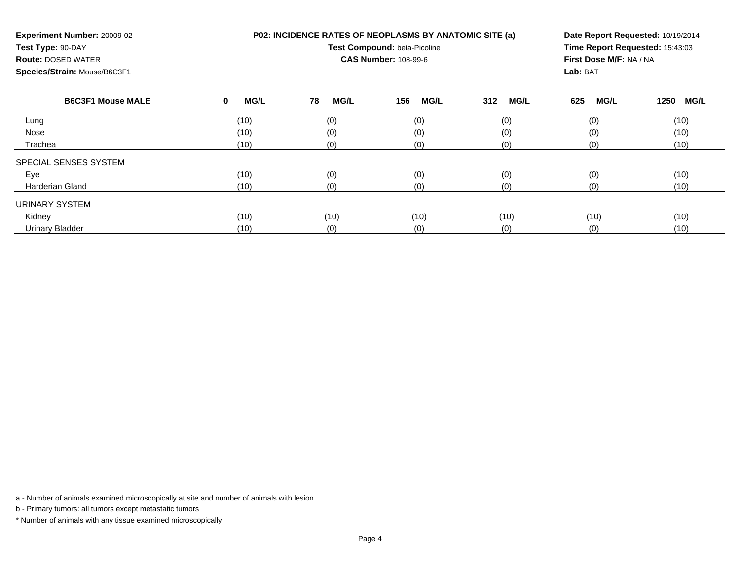**Experiment Number:** 20009-02
**Test Type:** 90-DAY
**Route:** DOSED WATER
**Species/Strain:** Mouse/B6C3F1

**P02: INCIDENCE RATES OF NEOPLASMS BY ANATOMIC SITE (a)**
**Test Compound:** beta-Picoline
**CAS Number:** 108-99-6

**Date Report Requested:** 10/19/2014
**Time Report Requested:** 15:43:03
**First Dose M/F:** NA / NA
**Lab:** BAT

| B6C3F1 Mouse MALE | 0 MG/L | 78 MG/L | 156 MG/L | 312 MG/L | 625 MG/L | 1250 MG/L |
|---|---|---|---|---|---|---|
| Lung | (10) | (0) | (0) | (0) | (0) | (10) |
| Nose | (10) | (0) | (0) | (0) | (0) | (10) |
| Trachea | (10) | (0) | (0) | (0) | (0) | (10) |
| SPECIAL SENSES SYSTEM | | | | | | |
| Eye | (10) | (0) | (0) | (0) | (0) | (10) |
| Harderian Gland | (10) | (0) | (0) | (0) | (0) | (10) |
| URINARY SYSTEM | | | | | | |
| Kidney | (10) | (10) | (10) | (10) | (10) | (10) |
| Urinary Bladder | (10) | (0) | (0) | (0) | (0) | (10) |

a - Number of animals examined microscopically at site and number of animals with lesion

b - Primary tumors: all tumors except metastatic tumors

* Number of animals with any tissue examined microscopically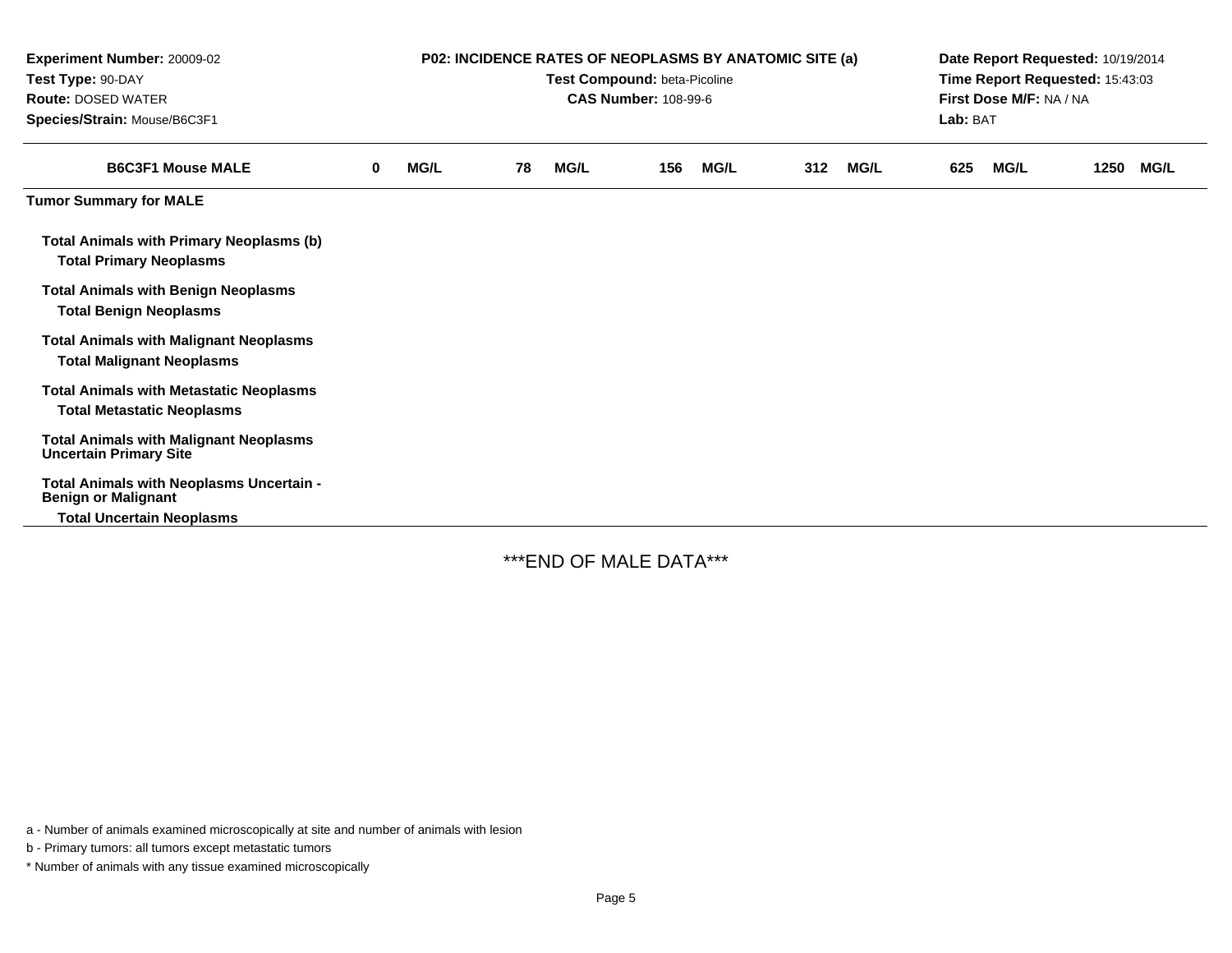**Experiment Number:** 20009-02
**Test Type:** 90-DAY
**Route:** DOSED WATER
**Species/Strain:** Mouse/B6C3F1

**P02: INCIDENCE RATES OF NEOPLASMS BY ANATOMIC SITE (a)**
**Test Compound:** beta-Picoline
**CAS Number:** 108-99-6

**Date Report Requested:** 10/19/2014
**Time Report Requested:** 15:43:03
**First Dose M/F:** NA / NA
**Lab:** BAT

| B6C3F1 Mouse MALE | 0 MG/L | 78 MG/L | 156 MG/L | 312 MG/L | 625 MG/L | 1250 MG/L |
|---|---|---|---|---|---|---|
| **Tumor Summary for MALE** | | | | | | |
| **Total Animals with Primary Neoplasms (b)** | | | | | | |
| **Total Primary Neoplasms** | | | | | | |
| **Total Animals with Benign Neoplasms** | | | | | | |
| **Total Benign Neoplasms** | | | | | | |
| **Total Animals with Malignant Neoplasms** | | | | | | |
| **Total Malignant Neoplasms** | | | | | | |
| **Total Animals with Metastatic Neoplasms** | | | | | | |
| **Total Metastatic Neoplasms** | | | | | | |
| **Total Animals with Malignant Neoplasms Uncertain Primary Site** | | | | | | |
| **Total Animals with Neoplasms Uncertain - Benign or Malignant** | | | | | | |
| **Total Uncertain Neoplasms** | | | | | | |

***END OF MALE DATA***

a - Number of animals examined microscopically at site and number of animals with lesion

b - Primary tumors: all tumors except metastatic tumors

* Number of animals with any tissue examined microscopically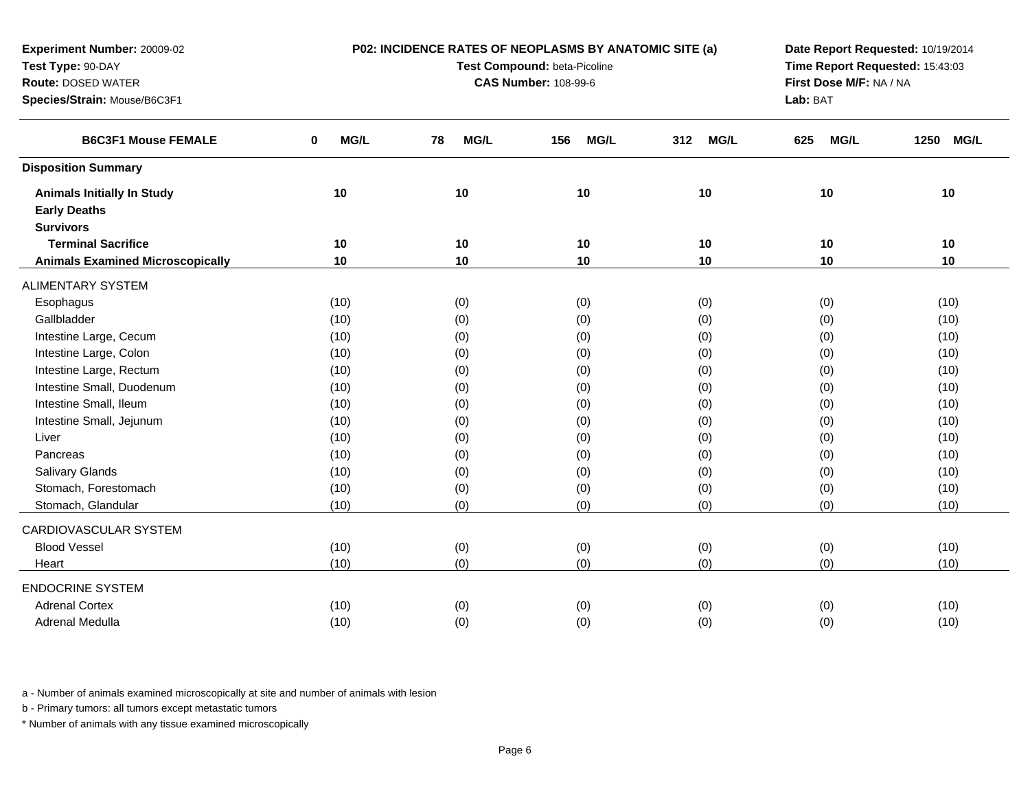**Experiment Number:** 20009-02
**Test Type:** 90-DAY
**Route:** DOSED WATER
**Species/Strain:** Mouse/B6C3F1

**P02: INCIDENCE RATES OF NEOPLASMS BY ANATOMIC SITE (a)**
**Test Compound:** beta-Picoline
**CAS Number:** 108-99-6

**Date Report Requested:** 10/19/2014
**Time Report Requested:** 15:43:03
**First Dose M/F:** NA / NA
**Lab:** BAT

| B6C3F1 Mouse FEMALE | 0 MG/L | 78 MG/L | 156 MG/L | 312 MG/L | 625 MG/L | 1250 MG/L |
|---|---|---|---|---|---|---|
| **Disposition Summary** | | | | | | |
| **Animals Initially In Study** | 10 | 10 | 10 | 10 | 10 | 10 |
| **Early Deaths** | | | | | | |
| **Survivors** | | | | | | |
| **Terminal Sacrifice** | 10 | 10 | 10 | 10 | 10 | 10 |
| **Animals Examined Microscopically** | 10 | 10 | 10 | 10 | 10 | 10 |
| ALIMENTARY SYSTEM | | | | | | |
| Esophagus | (10) | (0) | (0) | (0) | (0) | (10) |
| Gallbladder | (10) | (0) | (0) | (0) | (0) | (10) |
| Intestine Large, Cecum | (10) | (0) | (0) | (0) | (0) | (10) |
| Intestine Large, Colon | (10) | (0) | (0) | (0) | (0) | (10) |
| Intestine Large, Rectum | (10) | (0) | (0) | (0) | (0) | (10) |
| Intestine Small, Duodenum | (10) | (0) | (0) | (0) | (0) | (10) |
| Intestine Small, Ileum | (10) | (0) | (0) | (0) | (0) | (10) |
| Intestine Small, Jejunum | (10) | (0) | (0) | (0) | (0) | (10) |
| Liver | (10) | (0) | (0) | (0) | (0) | (10) |
| Pancreas | (10) | (0) | (0) | (0) | (0) | (10) |
| Salivary Glands | (10) | (0) | (0) | (0) | (0) | (10) |
| Stomach, Forestomach | (10) | (0) | (0) | (0) | (0) | (10) |
| Stomach, Glandular | (10) | (0) | (0) | (0) | (0) | (10) |
| CARDIOVASCULAR SYSTEM | | | | | | |
| Blood Vessel | (10) | (0) | (0) | (0) | (0) | (10) |
| Heart | (10) | (0) | (0) | (0) | (0) | (10) |
| ENDOCRINE SYSTEM | | | | | | |
| Adrenal Cortex | (10) | (0) | (0) | (0) | (0) | (10) |
| Adrenal Medulla | (10) | (0) | (0) | (0) | (0) | (10) |

a - Number of animals examined microscopically at site and number of animals with lesion

b - Primary tumors: all tumors except metastatic tumors

\* Number of animals with any tissue examined microscopically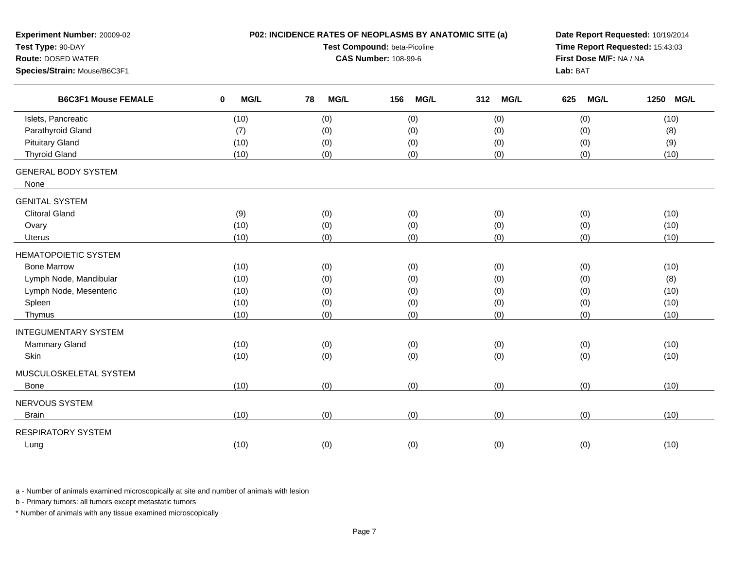**Experiment Number:** 20009-02
**Test Type:** 90-DAY
**Route:** DOSED WATER
**Species/Strain:** Mouse/B6C3F1

**P02: INCIDENCE RATES OF NEOPLASMS BY ANATOMIC SITE (a)**
**Test Compound:** beta-Picoline
**CAS Number:** 108-99-6

**Date Report Requested:** 10/19/2014
**Time Report Requested:** 15:43:03
**First Dose M/F:** NA / NA
**Lab:** BAT

| B6C3F1 Mouse FEMALE | 0 MG/L | 78 MG/L | 156 MG/L | 312 MG/L | 625 MG/L | 1250 MG/L |
|---|---|---|---|---|---|---|
| Islets, Pancreatic | (10) | (0) | (0) | (0) | (0) | (10) |
| Parathyroid Gland | (7) | (0) | (0) | (0) | (0) | (8) |
| Pituitary Gland | (10) | (0) | (0) | (0) | (0) | (9) |
| Thyroid Gland | (10) | (0) | (0) | (0) | (0) | (10) |
| GENERAL BODY SYSTEM | | | | | | |
| None | | | | | | |
| GENITAL SYSTEM | | | | | | |
| Clitoral Gland | (9) | (0) | (0) | (0) | (0) | (10) |
| Ovary | (10) | (0) | (0) | (0) | (0) | (10) |
| Uterus | (10) | (0) | (0) | (0) | (0) | (10) |
| HEMATOPOIETIC SYSTEM | | | | | | |
| Bone Marrow | (10) | (0) | (0) | (0) | (0) | (10) |
| Lymph Node, Mandibular | (10) | (0) | (0) | (0) | (0) | (8) |
| Lymph Node, Mesenteric | (10) | (0) | (0) | (0) | (0) | (10) |
| Spleen | (10) | (0) | (0) | (0) | (0) | (10) |
| Thymus | (10) | (0) | (0) | (0) | (0) | (10) |
| INTEGUMENTARY SYSTEM | | | | | | |
| Mammary Gland | (10) | (0) | (0) | (0) | (0) | (10) |
| Skin | (10) | (0) | (0) | (0) | (0) | (10) |
| MUSCULOSKELETAL SYSTEM | | | | | | |
| Bone | (10) | (0) | (0) | (0) | (0) | (10) |
| NERVOUS SYSTEM | | | | | | |
| Brain | (10) | (0) | (0) | (0) | (0) | (10) |
| RESPIRATORY SYSTEM | | | | | | |
| Lung | (10) | (0) | (0) | (0) | (0) | (10) |

a - Number of animals examined microscopically at site and number of animals with lesion

b - Primary tumors: all tumors except metastatic tumors

* Number of animals with any tissue examined microscopically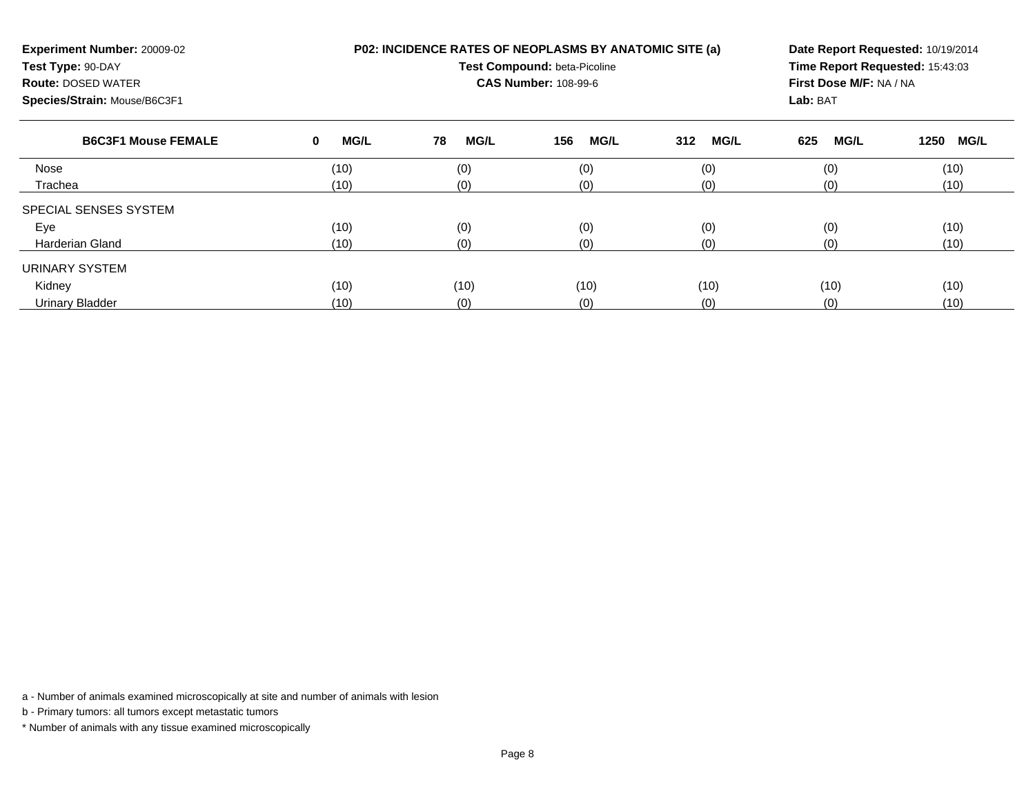**Experiment Number:** 20009-02
**Test Type:** 90-DAY
**Route:** DOSED WATER
**Species/Strain:** Mouse/B6C3F1

**P02: INCIDENCE RATES OF NEOPLASMS BY ANATOMIC SITE (a)**
**Test Compound:** beta-Picoline
**CAS Number:** 108-99-6

**Date Report Requested:** 10/19/2014
**Time Report Requested:** 15:43:03
**First Dose M/F:** NA / NA
**Lab:** BAT

| B6C3F1 Mouse FEMALE | 0 MG/L | 78 MG/L | 156 MG/L | 312 MG/L | 625 MG/L | 1250 MG/L |
|---|---|---|---|---|---|---|
| Nose | (10) | (0) | (0) | (0) | (0) | (10) |
| Trachea | (10) | (0) | (0) | (0) | (0) | (10) |
| SPECIAL SENSES SYSTEM | | | | | | |
| Eye | (10) | (0) | (0) | (0) | (0) | (10) |
| Harderian Gland | (10) | (0) | (0) | (0) | (0) | (10) |
| URINARY SYSTEM | | | | | | |
| Kidney | (10) | (10) | (10) | (10) | (10) | (10) |
| Urinary Bladder | (10) | (0) | (0) | (0) | (0) | (10) |

a - Number of animals examined microscopically at site and number of animals with lesion

b - Primary tumors: all tumors except metastatic tumors

* Number of animals with any tissue examined microscopically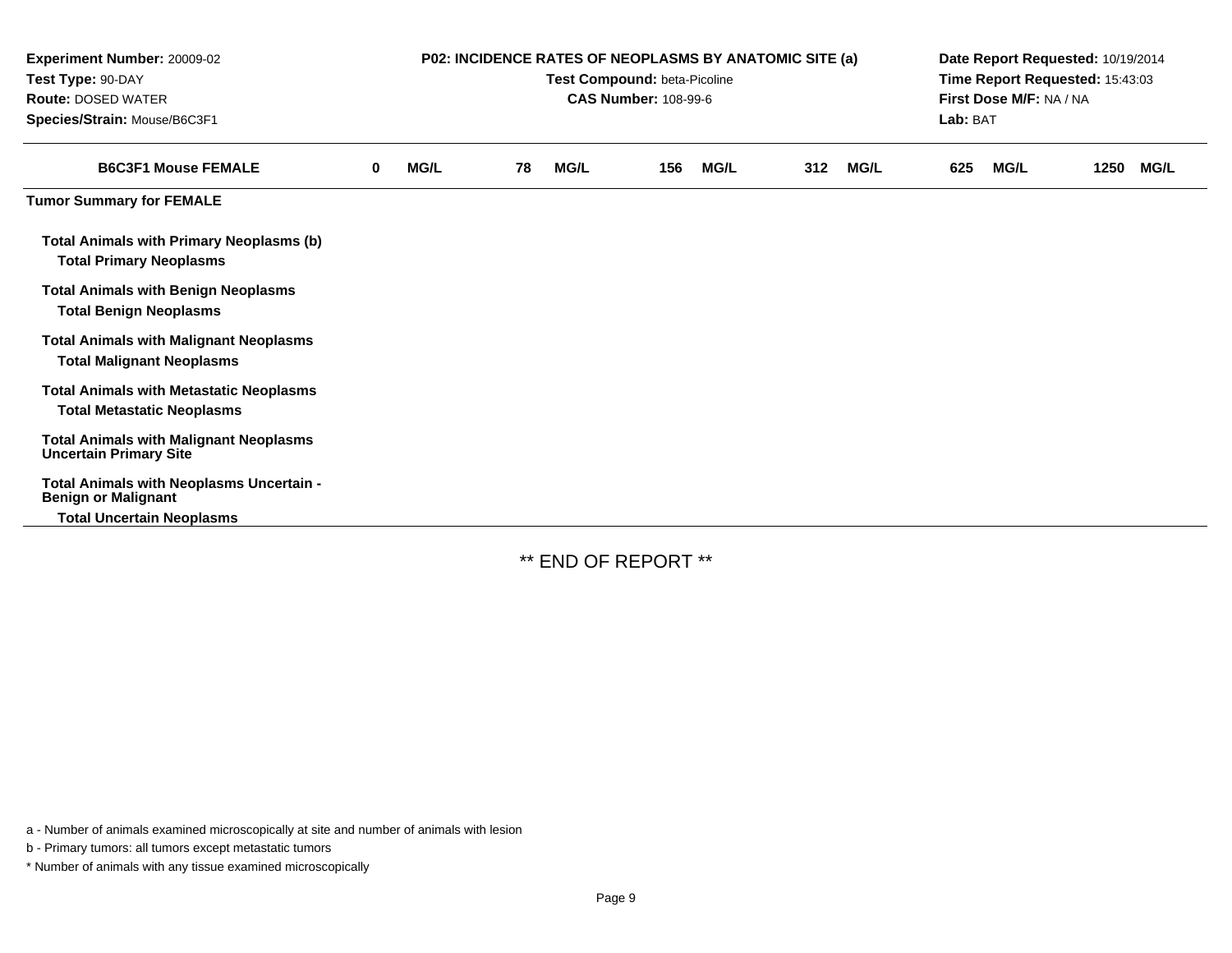**Experiment Number:** 20009-02
**Test Type:** 90-DAY
**Route:** DOSED WATER
**Species/Strain:** Mouse/B6C3F1

**P02: INCIDENCE RATES OF NEOPLASMS BY ANATOMIC SITE (a)**
**Test Compound:** beta-Picoline
**CAS Number:** 108-99-6

**Date Report Requested:** 10/19/2014
**Time Report Requested:** 15:43:03
**First Dose M/F:** NA / NA
**Lab:** BAT

| B6C3F1 Mouse FEMALE | 0 MG/L | 78 MG/L | 156 MG/L | 312 MG/L | 625 MG/L | 1250 MG/L |
|---|---|---|---|---|---|---|
| **Tumor Summary for FEMALE** | | | | | | |
| **Total Animals with Primary Neoplasms (b)** | | | | | | |
| **Total Primary Neoplasms** | | | | | | |
| **Total Animals with Benign Neoplasms** | | | | | | |
| **Total Benign Neoplasms** | | | | | | |
| **Total Animals with Malignant Neoplasms** | | | | | | |
| **Total Malignant Neoplasms** | | | | | | |
| **Total Animals with Metastatic Neoplasms** | | | | | | |
| **Total Metastatic Neoplasms** | | | | | | |
| **Total Animals with Malignant Neoplasms Uncertain Primary Site** | | | | | | |
| **Total Animals with Neoplasms Uncertain - Benign or Malignant** | | | | | | |
| **Total Uncertain Neoplasms** | | | | | | |

** END OF REPORT **

a - Number of animals examined microscopically at site and number of animals with lesion

b - Primary tumors: all tumors except metastatic tumors

* Number of animals with any tissue examined microscopically